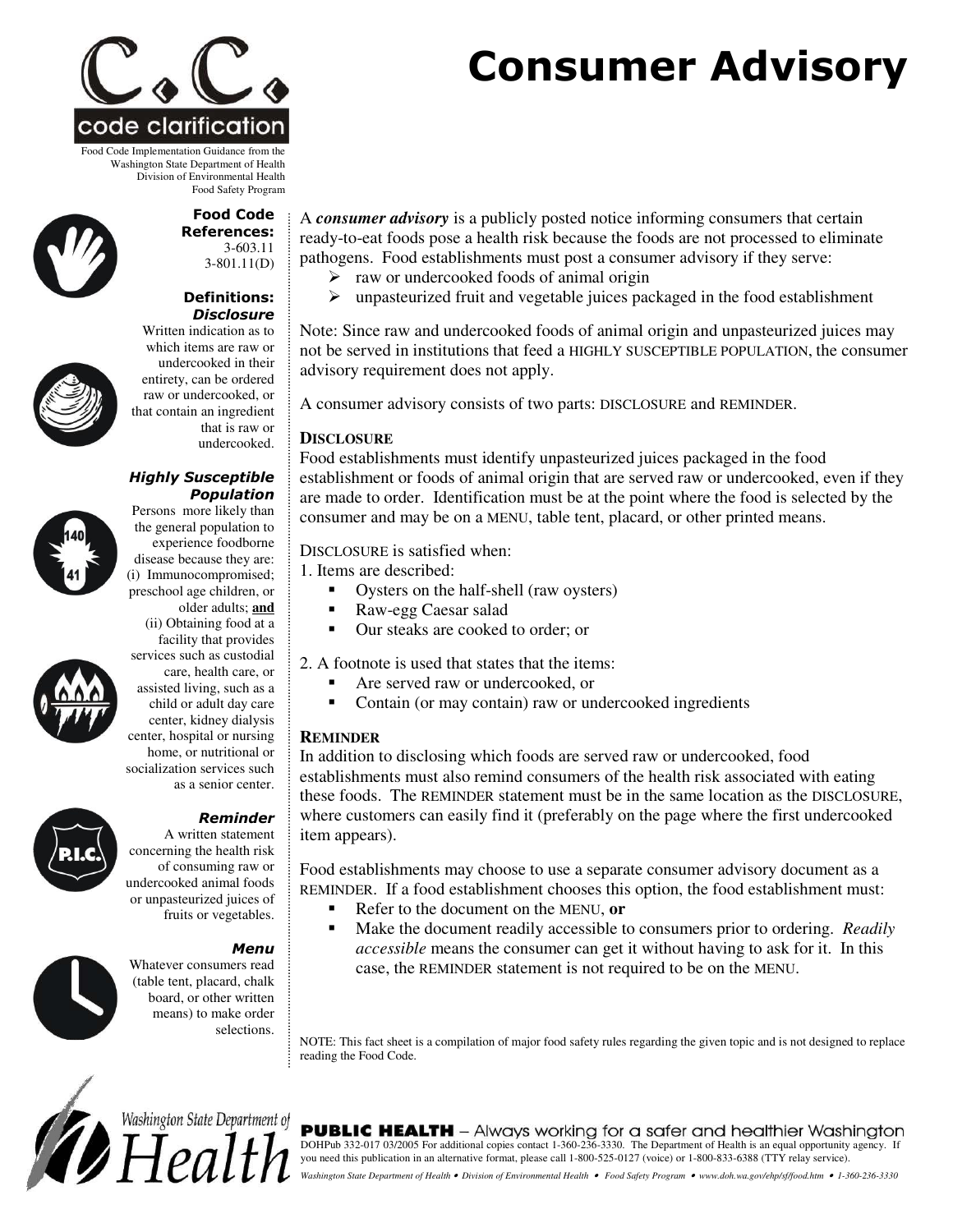# Consumer Advisory

**C.C. code clarification**

Food Code Implementation Guidance from the Washington State Department of Health Division of Environmental Health Food Safety Program

**Food Code References:**
3-603.11
3-801.11(D)

**Definitions:**

***Disclosure***
Written indication as to which items are raw or undercooked in their entirety, can be ordered raw or undercooked, or that contain an ingredient that is raw or undercooked.

***Highly Susceptible Population***
Persons more likely than the general population to experience foodborne disease because they are:
(i) Immunocompromised; preschool age children, or older adults; **and**
(ii) Obtaining food at a facility that provides services such as custodial care, health care, or assisted living, such as a child or adult day care center, kidney dialysis center, hospital or nursing home, or nutritional or socialization services such as a senior center.

***Reminder***
A written statement concerning the health risk of consuming raw or undercooked animal foods or unpasteurized juices of fruits or vegetables.

***Menu***
Whatever consumers read (table tent, placard, chalk board, or other written means) to make order selections.

A ***consumer advisory*** is a publicly posted notice informing consumers that certain ready-to-eat foods pose a health risk because the foods are not processed to eliminate pathogens. Food establishments must post a consumer advisory if they serve:

- raw or undercooked foods of animal origin
- unpasteurized fruit and vegetable juices packaged in the food establishment

Note: Since raw and undercooked foods of animal origin and unpasteurized juices may not be served in institutions that feed a HIGHLY SUSCEPTIBLE POPULATION, the consumer advisory requirement does not apply.

A consumer advisory consists of two parts: DISCLOSURE and REMINDER.

## DISCLOSURE

Food establishments must identify unpasteurized juices packaged in the food establishment or foods of animal origin that are served raw or undercooked, even if they are made to order. Identification must be at the point where the food is selected by the consumer and may be on a MENU, table tent, placard, or other printed means.

DISCLOSURE is satisfied when:

1. Items are described:
   - Oysters on the half-shell (raw oysters)
   - Raw-egg Caesar salad
   - Our steaks are cooked to order; or
2. A footnote is used that states that the items:
   - Are served raw or undercooked, or
   - Contain (or may contain) raw or undercooked ingredients

## REMINDER

In addition to disclosing which foods are served raw or undercooked, food establishments must also remind consumers of the health risk associated with eating these foods. The REMINDER statement must be in the same location as the DISCLOSURE, where customers can easily find it (preferably on the page where the first undercooked item appears).

Food establishments may choose to use a separate consumer advisory document as a REMINDER. If a food establishment chooses this option, the food establishment must:

- Refer to the document on the MENU, **or**
- Make the document readily accessible to consumers prior to ordering. *Readily accessible* means the consumer can get it without having to ask for it. In this case, the REMINDER statement is not required to be on the MENU.

NOTE: This fact sheet is a compilation of major food safety rules regarding the given topic and is not designed to replace reading the Food Code.

Washington State Department of Health

**PUBLIC HEALTH** – Always working for a safer and healthier Washington
DOHPub 332-017 03/2005 For additional copies contact 1-360-236-3330. The Department of Health is an equal opportunity agency. If you need this publication in an alternative format, please call 1-800-525-0127 (voice) or 1-800-833-6388 (TTY relay service).

*Washington State Department of Health • Division of Environmental Health • Food Safety Program • www.doh.wa.gov/ehp/sf/food.htm • 1-360-236-3330*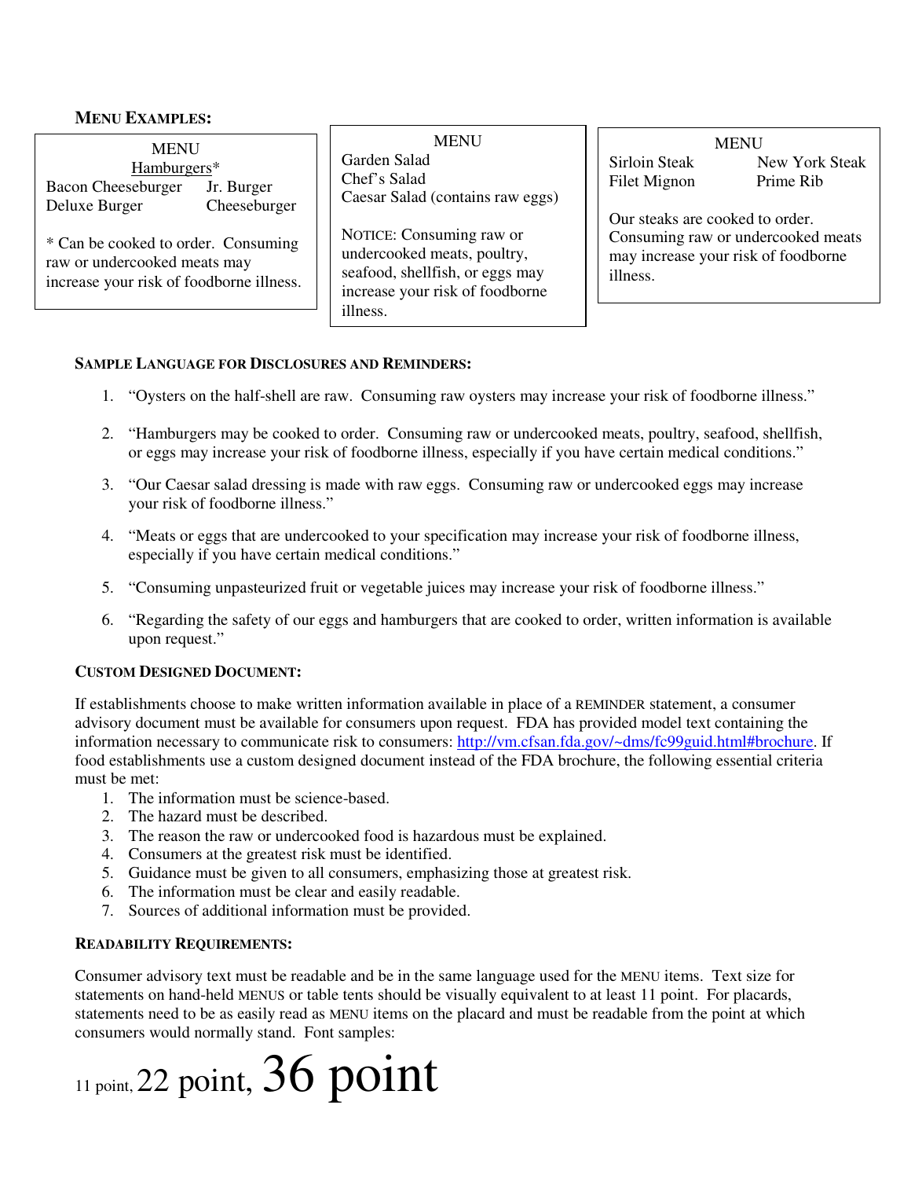## Menu Examples:

**Menu example 1**

| MENU | |
|---|---|
| Hamburgers* | |
| Bacon Cheeseburger | Jr. Burger |
| Deluxe Burger | Cheeseburger |

\* Can be cooked to order. Consuming raw or undercooked meats may increase your risk of foodborne illness.

**Menu example 2**

MENU

Garden Salad
Chef's Salad
Caesar Salad (contains raw eggs)

NOTICE: Consuming raw or undercooked meats, poultry, seafood, shellfish, or eggs may increase your risk of foodborne illness.

**Menu example 3**

| MENU | |
|---|---|
| Sirloin Steak | New York Steak |
| Filet Mignon | Prime Rib |

Our steaks are cooked to order. Consuming raw or undercooked meats may increase your risk of foodborne illness.

## Sample Language for Disclosures and Reminders:

1. "Oysters on the half-shell are raw. Consuming raw oysters may increase your risk of foodborne illness."
2. "Hamburgers may be cooked to order. Consuming raw or undercooked meats, poultry, seafood, shellfish, or eggs may increase your risk of foodborne illness, especially if you have certain medical conditions."
3. "Our Caesar salad dressing is made with raw eggs. Consuming raw or undercooked eggs may increase your risk of foodborne illness."
4. "Meats or eggs that are undercooked to your specification may increase your risk of foodborne illness, especially if you have certain medical conditions."
5. "Consuming unpasteurized fruit or vegetable juices may increase your risk of foodborne illness."
6. "Regarding the safety of our eggs and hamburgers that are cooked to order, written information is available upon request."

## Custom Designed Document:

If establishments choose to make written information available in place of a REMINDER statement, a consumer advisory document must be available for consumers upon request. FDA has provided model text containing the information necessary to communicate risk to consumers: http://vm.cfsan.fda.gov/~dms/fc99guid.html#brochure. If food establishments use a custom designed document instead of the FDA brochure, the following essential criteria must be met:

1. The information must be science-based.
2. The hazard must be described.
3. The reason the raw or undercooked food is hazardous must be explained.
4. Consumers at the greatest risk must be identified.
5. Guidance must be given to all consumers, emphasizing those at greatest risk.
6. The information must be clear and easily readable.
7. Sources of additional information must be provided.

## Readability Requirements:

Consumer advisory text must be readable and be in the same language used for the MENU items. Text size for statements on hand-held MENUS or table tents should be visually equivalent to at least 11 point. For placards, statements need to be as easily read as MENU items on the placard and must be readable from the point at which consumers would normally stand. Font samples:

11 point, 22 point, 36 point